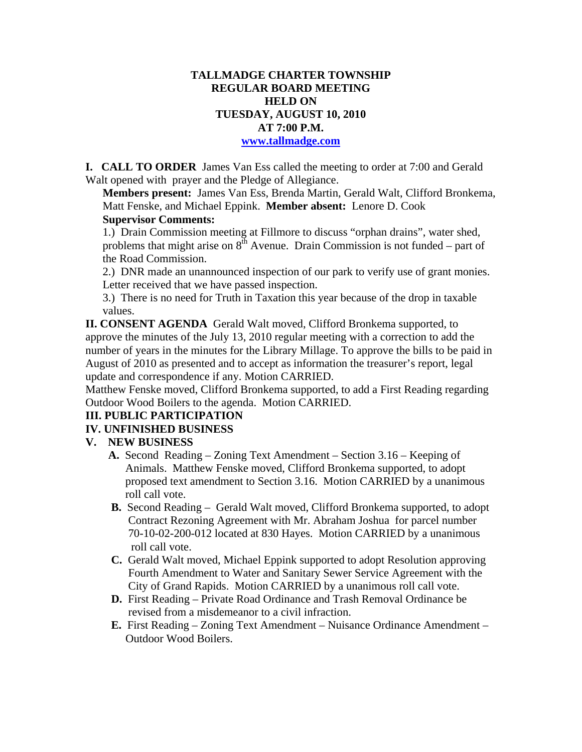# TALLMADGE CHARTER TOWNSHIP
## REGULAR BOARD MEETING
## HELD ON
## TUESDAY, AUGUST 10, 2010
## AT 7:00 P.M.

www.tallmadge.com

**I. CALL TO ORDER** James Van Ess called the meeting to order at 7:00 and Gerald Walt opened with prayer and the Pledge of Allegiance.

**Members present:** James Van Ess, Brenda Martin, Gerald Walt, Clifford Bronkema, Matt Fenske, and Michael Eppink. **Member absent:** Lenore D. Cook

**Supervisor Comments:**

1.) Drain Commission meeting at Fillmore to discuss "orphan drains", water shed, problems that might arise on 8th Avenue. Drain Commission is not funded – part of the Road Commission.

2.) DNR made an unannounced inspection of our park to verify use of grant monies. Letter received that we have passed inspection.

3.) There is no need for Truth in Taxation this year because of the drop in taxable values.

**II. CONSENT AGENDA** Gerald Walt moved, Clifford Bronkema supported, to approve the minutes of the July 13, 2010 regular meeting with a correction to add the number of years in the minutes for the Library Millage. To approve the bills to be paid in August of 2010 as presented and to accept as information the treasurer's report, legal update and correspondence if any. Motion CARRIED.

Matthew Fenske moved, Clifford Bronkema supported, to add a First Reading regarding Outdoor Wood Boilers to the agenda. Motion CARRIED.

**III. PUBLIC PARTICIPATION**

**IV. UNFINISHED BUSINESS**

**V. NEW BUSINESS**

**A.** Second Reading – Zoning Text Amendment – Section 3.16 – Keeping of Animals. Matthew Fenske moved, Clifford Bronkema supported, to adopt proposed text amendment to Section 3.16. Motion CARRIED by a unanimous roll call vote.

**B.** Second Reading – Gerald Walt moved, Clifford Bronkema supported, to adopt Contract Rezoning Agreement with Mr. Abraham Joshua for parcel number 70-10-02-200-012 located at 830 Hayes. Motion CARRIED by a unanimous roll call vote.

**C.** Gerald Walt moved, Michael Eppink supported to adopt Resolution approving Fourth Amendment to Water and Sanitary Sewer Service Agreement with the City of Grand Rapids. Motion CARRIED by a unanimous roll call vote.

**D.** First Reading – Private Road Ordinance and Trash Removal Ordinance be revised from a misdemeanor to a civil infraction.

**E.** First Reading – Zoning Text Amendment – Nuisance Ordinance Amendment – Outdoor Wood Boilers.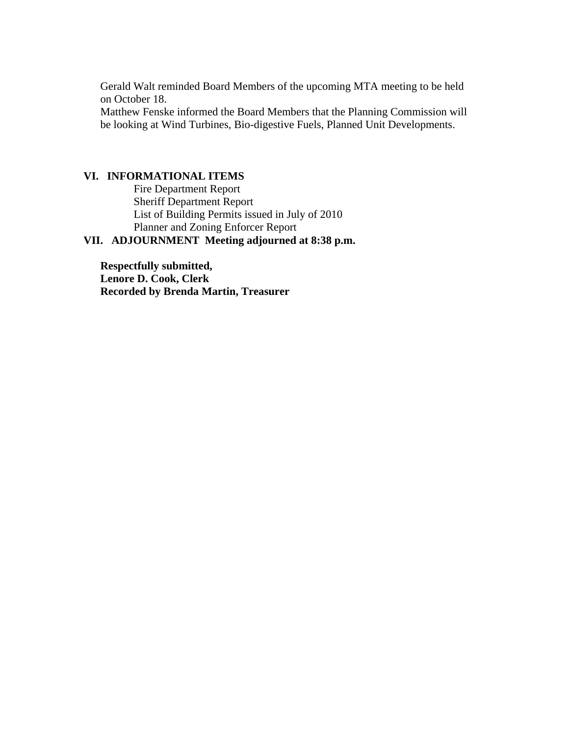Gerald Walt reminded Board Members of the upcoming MTA meeting to be held on October 18.
Matthew Fenske informed the Board Members that the Planning Commission will be looking at Wind Turbines, Bio-digestive Fuels, Planned Unit Developments.

**VI. INFORMATIONAL ITEMS**

Fire Department Report
Sheriff Department Report
List of Building Permits issued in July of 2010
Planner and Zoning Enforcer Report

**VII. ADJOURNMENT Meeting adjourned at 8:38 p.m.**

**Respectfully submitted,**
**Lenore D. Cook, Clerk**
**Recorded by Brenda Martin, Treasurer**